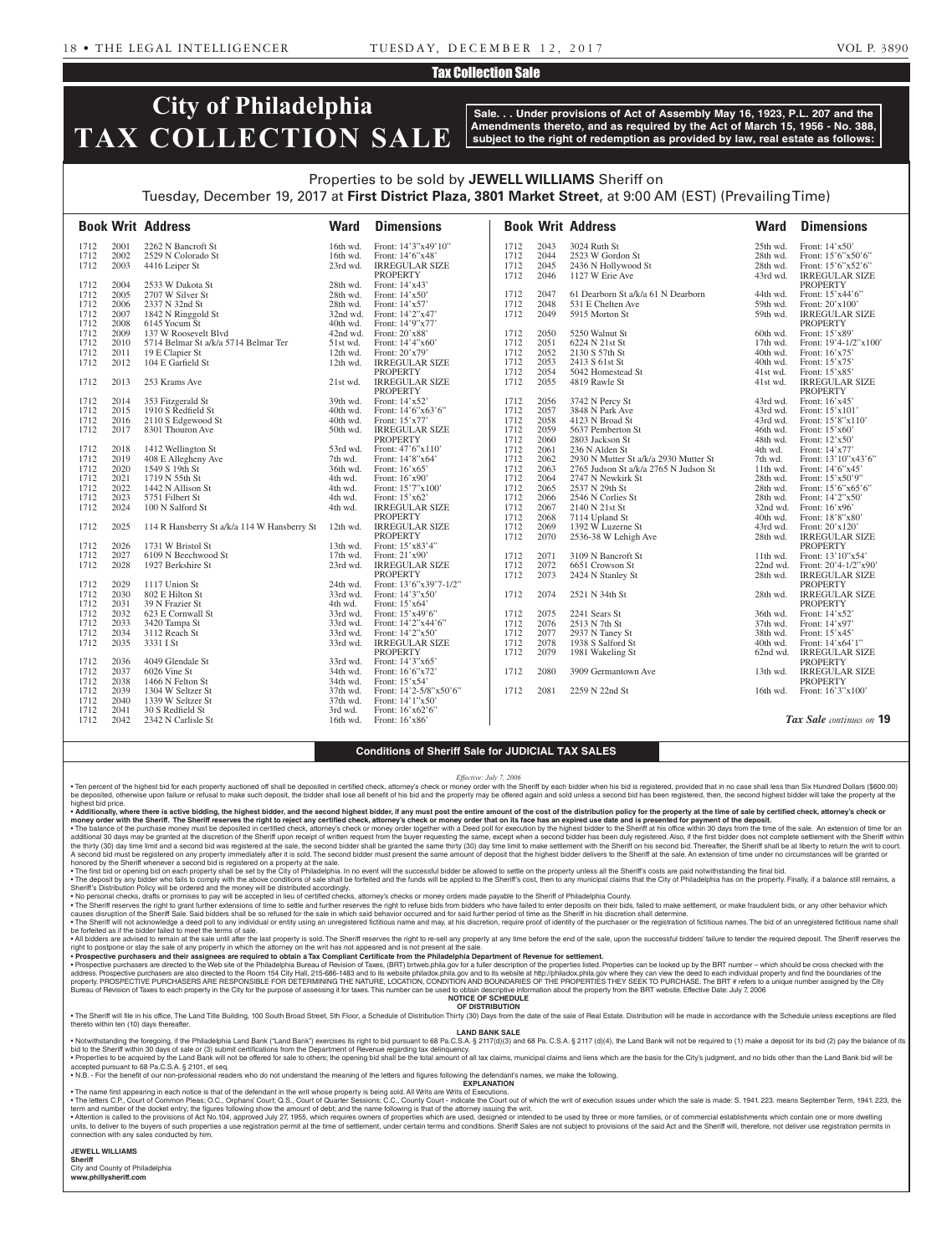# Tax Collection Sale

# City of Philadelphia TAX COLLECTION SALE

**Sale. . . Under provisions of Act of Assembly May 16, 1923, P.L. 207 and the Amendments thereto, and as required by the Act of March 15, 1956 - No. 388, subject to the right of redemption as provided by law, real estate as follows:**

Properties to be sold by **JEWELL WILLIAMS** Sheriff on

Tuesday, December 19, 2017 at **First District Plaza, 3801 Market Street**, at 9:00 AM (EST) (Prevailing Time)

| Book | Writ | Address | Ward | Dimensions |
|---|---|---|---|---|
| 1712 | 2001 | 2262 N Bancroft St | 16th wd. | Front: 14'3"x49'10" |
| 1712 | 2002 | 2529 N Colorado St | 16th wd. | Front: 14'6"x48' |
| 1712 | 2003 | 4416 Leiper St | 23rd wd. | IRREGULAR SIZE PROPERTY |
| 1712 | 2004 | 2533 W Dakota St | 28th wd. | Front: 14'x43' |
| 1712 | 2005 | 2707 W Silver St | 28th wd. | Front: 14'x50' |
| 1712 | 2006 | 2337 N 32nd St | 28th wd. | Front: 14'x57' |
| 1712 | 2007 | 1842 N Ringgold St | 32nd wd. | Front: 14'2"x47' |
| 1712 | 2008 | 6145 Yocum St | 40th wd. | Front: 14'9"x77' |
| 1712 | 2009 | 137 W Roosevelt Blvd | 42nd wd. | Front: 20'x88' |
| 1712 | 2010 | 5714 Belmar St a/k/a 5714 Belmar Ter | 51st wd. | Front: 14'4"x60' |
| 1712 | 2011 | 19 E Clapier St | 12th wd. | Front: 20'x79' |
| 1712 | 2012 | 104 E Garfield St | 12th wd. | IRREGULAR SIZE PROPERTY |
| 1712 | 2013 | 253 Krams Ave | 21st wd. | IRREGULAR SIZE PROPERTY |
| 1712 | 2014 | 353 Fitzgerald St | 39th wd. | Front: 14'x52' |
| 1712 | 2015 | 1910 S Redfield St | 40th wd. | Front: 14'6"x63'6" |
| 1712 | 2016 | 2110 S Edgewood St | 40th wd. | Front: 15'x77' |
| 1712 | 2017 | 8301 Thouron Ave | 50th wd. | IRREGULAR SIZE PROPERTY |
| 1712 | 2018 | 1412 Wellington St | 53rd wd. | Front: 47'6"x110' |
| 1712 | 2019 | 408 E Allegheny Ave | 7th wd. | Front: 14'8"x64' |
| 1712 | 2020 | 1549 S 19th St | 36th wd. | Front: 16'x65' |
| 1712 | 2021 | 1719 N 55th St | 4th wd. | Front: 16'x90' |
| 1712 | 2022 | 1442 N Allison St | 4th wd. | Front: 15'7"x100' |
| 1712 | 2023 | 5751 Filbert St | 4th wd. | Front: 15'x62' |
| 1712 | 2024 | 100 N Salford St | 4th wd. | IRREGULAR SIZE PROPERTY |
| 1712 | 2025 | 114 R Hansberry St a/k/a 114 W Hansberry St | 12th wd. | IRREGULAR SIZE PROPERTY |
| 1712 | 2026 | 1731 W Bristol St | 13th wd. | Front: 15'x83'4" |
| 1712 | 2027 | 6109 N Beechwood St | 17th wd. | Front: 21'x90' |
| 1712 | 2028 | 1927 Berkshire St | 23rd wd. | IRREGULAR SIZE PROPERTY |
| 1712 | 2029 | 1117 Union St | 24th wd. | Front: 13'6"x39'7-1/2" |
| 1712 | 2030 | 802 E Hilton St | 33rd wd. | Front: 14'3"x50' |
| 1712 | 2031 | 39 N Frazier St | 4th wd. | Front: 15'x64' |
| 1712 | 2032 | 623 E Cornwall St | 33rd wd. | Front: 15'x49'6" |
| 1712 | 2033 | 3420 Tampa St | 33rd wd. | Front: 14'2"x44'6" |
| 1712 | 2034 | 3112 Reach St | 33rd wd. | Front: 14'2"x50' |
| 1712 | 2035 | 3331 I St | 33rd wd. | IRREGULAR SIZE PROPERTY |
| 1712 | 2036 | 4049 Glendale St | 33rd wd. | Front: 14'3"x65' |
| 1712 | 2037 | 6026 Vine St | 34th wd. | Front: 16'6"x72' |
| 1712 | 2038 | 1466 N Felton St | 34th wd. | Front: 15'x54' |
| 1712 | 2039 | 1304 W Seltzer St | 37th wd. | Front: 14'2-5/8"x50'6" |
| 1712 | 2040 | 1339 W Seltzer St | 37th wd. | Front: 14'1"x50' |
| 1712 | 2041 | 30 S Redfield St | 3rd wd. | Front: 16'x62'6" |
| 1712 | 2042 | 2342 N Carlisle St | 16th wd. | Front: 16'x86' |
| 1712 | 2043 | 3024 Ruth St | 25th wd. | Front: 14'x50' |
| 1712 | 2044 | 2523 W Gordon St | 28th wd. | Front: 15'6"x50'6" |
| 1712 | 2045 | 2436 N Hollywood St | 28th wd. | Front: 15'6"x52'6" |
| 1712 | 2046 | 1127 W Erie Ave | 43rd wd. | IRREGULAR SIZE PROPERTY |
| 1712 | 2047 | 61 Dearborn St a/k/a 61 N Dearborn | 44th wd. | Front: 15'x44'6" |
| 1712 | 2048 | 531 E Chelten Ave | 59th wd. | Front: 20'x100' |
| 1712 | 2049 | 5915 Morton St | 59th wd. | IRREGULAR SIZE PROPERTY |
| 1712 | 2050 | 5250 Walnut St | 60th wd. | Front: 15'x89' |
| 1712 | 2051 | 6224 N 21st St | 17th wd. | Front: 19'4-1/2"x100' |
| 1712 | 2052 | 2130 S 57th St | 40th wd. | Front: 16'x75' |
| 1712 | 2053 | 2413 S 61st St | 40th wd. | Front: 15'x75' |
| 1712 | 2054 | 5042 Homestead St | 41st wd. | Front: 15'x85' |
| 1712 | 2055 | 4819 Rawle St | 41st wd. | IRREGULAR SIZE PROPERTY |
| 1712 | 2056 | 3742 N Percy St | 43rd wd. | Front: 16'x45' |
| 1712 | 2057 | 3848 N Park Ave | 43rd wd. | Front: 15'x101' |
| 1712 | 2058 | 4123 N Broad St | 43rd wd. | Front: 15'8"x110' |
| 1712 | 2059 | 5637 Pemberton St | 46th wd. | Front: 15'x60' |
| 1712 | 2060 | 2803 Jackson St | 48th wd. | Front: 12'x50' |
| 1712 | 2061 | 236 N Alden St | 4th wd. | Front: 14'x77' |
| 1712 | 2062 | 2930 N Mutter St a/k/a 2930 Mutter St | 7th wd. | Front: 13'10"x43'6" |
| 1712 | 2063 | 2765 Judson St a/k/a 2765 N Judson St | 11th wd. | Front: 14'6"x45' |
| 1712 | 2064 | 2747 N Newkirk St | 28th wd. | Front: 15'x50'9" |
| 1712 | 2065 | 2537 N 29th St | 28th wd. | Front: 15'6"x65'6" |
| 1712 | 2066 | 2546 N Corlies St | 28th wd. | Front: 14'2"x50' |
| 1712 | 2067 | 2140 N 21st St | 32nd wd. | Front: 16'x96' |
| 1712 | 2068 | 7114 Upland St | 40th wd. | Front: 18'8"x80' |
| 1712 | 2069 | 1392 W Luzerne St | 43rd wd. | Front: 20'x120' |
| 1712 | 2070 | 2536-38 W Lehigh Ave | 28th wd. | IRREGULAR SIZE PROPERTY |
| 1712 | 2071 | 3109 N Bancroft St | 11th wd. | Front: 13'10"x54' |
| 1712 | 2072 | 6651 Crowson St | 22nd wd. | Front: 20'4-1/2"x90' |
| 1712 | 2073 | 2424 N Stanley St | 28th wd. | IRREGULAR SIZE PROPERTY |
| 1712 | 2074 | 2521 N 34th St | 28th wd. | IRREGULAR SIZE PROPERTY |
| 1712 | 2075 | 2241 Sears St | 36th wd. | Front: 14'x52' |
| 1712 | 2076 | 2513 N 7th St | 37th wd. | Front: 14'x97' |
| 1712 | 2077 | 2937 N Taney St | 38th wd. | Front: 15'x45' |
| 1712 | 2078 | 1938 S Salford St | 40th wd. | Front: 14'x64'1" |
| 1712 | 2079 | 1981 Wakeling St | 62nd wd. | IRREGULAR SIZE PROPERTY |
| 1712 | 2080 | 3909 Germantown Ave | 13th wd. | IRREGULAR SIZE PROPERTY |
| 1712 | 2081 | 2259 N 22nd St | 16th wd. | Front: 16'3"x100' |

*Tax Sale continues on* **19**

## Conditions of Sheriff Sale for JUDICIAL TAX SALES

*Effective: July 7, 2006*

• Ten percent of the highest bid for each property auctioned off shall be deposited in certified check, attorney's check or money order with the Sheriff by each bidder when his bid is registered, provided that in no case shall less than Six Hundred Dollars ($600.00) be deposited, otherwise upon failure or refusal to make such deposit, the bidder shall lose all benefit of his bid and the property may be offered again and sold unless a second bid has been registered, then, the second highest bidder will take the property at the highest bid price.

**• Additionally, where there is active bidding, the highest bidder, and the second highest bidder, if any must post the entire amount of the cost of the distribution policy for the property at the time of sale by certified check, attorney's check or money order with the Sheriff. The Sheriff reserves the right to reject any certified check, attorney's check or money order that on its face has an expired use date and is presented for payment of the deposit.**

• The balance of the purchase money must be deposited in certified check, attorney's check or money order together with a Deed poll for execution by the highest bidder to the Sheriff at his office within 30 days from the time of the sale. An extension of time for an additional 30 days may be granted at the discretion of the Sheriff upon receipt of written request from the buyer requesting the same, except when a second bidder has been duly registered. Also, if the first bidder does not complete settlement with the Sheriff within the thirty (30) day time limit and a second bid was registered at the sale, the second bidder shall be granted the same thirty (30) day time limit to make settlement with the Sheriff on his second bid. Thereafter, the Sheriff shall be at liberty to return the writ to court. A second bid must be registered on any property immediately after it is sold. The second bidder must present the same amount of deposit that the highest bidder delivers to the Sheriff at the sale. An extension of time under no circumstances will be granted or honored by the Sheriff whenever a second bid is registered on a property at the sale.

• The first bid or opening bid on each property shall be set by the City of Philadelphia. In no event will the successful bidder be allowed to settle on the property unless all the Sheriff's costs are paid notwithstanding the final bid.

• The deposit by any bidder who fails to comply with the above conditions of sale shall be forfeited and the funds will be applied to the Sheriff's cost, then to any municipal claims that the City of Philadelphia has on the property. Finally, if a balance still remains, a Sheriff's Distribution Policy will be ordered and the money will be distributed accordingly.

• No personal checks, drafts or promises to pay will be accepted in lieu of certified checks, attorney's checks or money orders made payable to the Sheriff of Philadelphia County.

• The Sheriff reserves the right to grant further extensions of time to settle and further reserves the right to refuse bids from bidders who have failed to enter deposits on their bids, failed to make settlement, or make fraudulent bids, or any other behavior which causes disruption of the Sheriff Sale. Said bidders shall be so refused for the sale in which said behavior occurred and for said further period of time as the Sheriff in his discretion shall determine.

• The Sheriff will not acknowledge a deed poll to any individual or entity using an unregistered fictitious name and may, at his discretion, require proof of identity of the purchaser or the registration of fictitious names. The bid of an unregistered fictitious name shall be forfeited as if the bidder failed to meet the terms of sale.

• All bidders are advised to remain at the sale until after the last property is sold. The Sheriff reserves the right to re-sell any property at any time before the end of the sale, upon the successful bidders' failure to tender the required deposit. The Sheriff reserves the right to postpone or stay the sale of any property in which the attorney on the writ has not appeared and is not present at the sale.

**• Prospective purchasers and their assignees are required to obtain a Tax Compliant Certificate from the Philadelphia Department of Revenue for settlement.**

• Prospective purchasers are directed to the Web site of the Philadelphia Bureau of Revision of Taxes, (BRT) brtweb.phila.gov for a fuller description of the properties listed. Properties can be looked up by the BRT number – which should be cross checked with the address. Prospective purchasers are also directed to the Room 154 City Hall, 215-686-1483 and to its website philadox.phila.gov and to its website at http://philadox.phila.gov where they can view the deed to each individual property and find the boundaries of the property. PROSPECTIVE PURCHASERS ARE RESPONSIBLE FOR DETERMINING THE NATURE, LOCATION, CONDITION AND BOUNDARIES OF THE PROPERTIES THEY SEEK TO PURCHASE. The BRT # refers to a unique number assigned by the City Bureau of Revision of Taxes to each property in the City for the purpose of assessing it for taxes. This number can be used to obtain descriptive information about the property from the BRT website. Effective Date: July 7, 2006

**NOTICE OF SCHEDULE OF DISTRIBUTION**

• The Sheriff will file in his office, The Land Title Building, 100 South Broad Street, 5th Floor, a Schedule of Distribution Thirty (30) Days from the date of the sale of Real Estate. Distribution will be made in accordance with the Schedule unless exceptions are filed thereto within ten (10) days thereafter.

**LAND BANK SALE**

• Notwithstanding the foregoing, if the Philadelphia Land Bank ("Land Bank") exercises its right to bid pursuant to 68 Pa.C.S.A. § 2117(d)(3) and 68 Pa. C.S.A. § 2117 (d)(4), the Land Bank will not be required to (1) make a deposit for its bid (2) pay the balance of its bid to the Sheriff within 30 days of sale or (3) submit certifications from the Department of Revenue regarding tax delinquency.

• Properties to be acquired by the Land Bank will not be offered for sale to others; the opening bid shall be the total amount of all tax claims, municipal claims and liens which are the basis for the City's judgment, and no bids other than the Land Bank bid will be accepted pursuant to 68 Pa.C.S.A. § 2101, et seq.

• N.B. - For the benefit of our non-professional readers who do not understand the meaning of the letters and figures following the defendant's names, we make the following.

**EXPLANATION**

• The name first appearing in each notice is that of the defendant in the writ whose property is being sold. All Writs are Writs of Executions.

• The letters C.P., Court of Common Pleas; O.C., Orphans' Court; Q.S., Court of Quarter Sessions; C.C., County Court - indicate the Court out of which the writ of execution issues under which the sale is made: S. 1941. 223. means September Term, 1941. 223, the term and number of the docket entry; the figures following show the amount of debt; and the name following is that of the attorney issuing the writ.

• Attention is called to the provisions of Act No.104, approved July 27, 1955, which requires owners of properties which are used, designed or intended to be used by three or more families, or of commercial establishments which contain one or more dwelling units, to deliver to the buyers of such properties a use registration permit at the time of settlement, under certain terms and conditions. Sheriff Sales are not subject to provisions of the said Act and the Sheriff will, therefore, not deliver use registration permits in connection with any sales conducted by him.

**JEWELL WILLIAMS**
**Sheriff**
City and County of Philadelphia
**www.phillysheriff.com**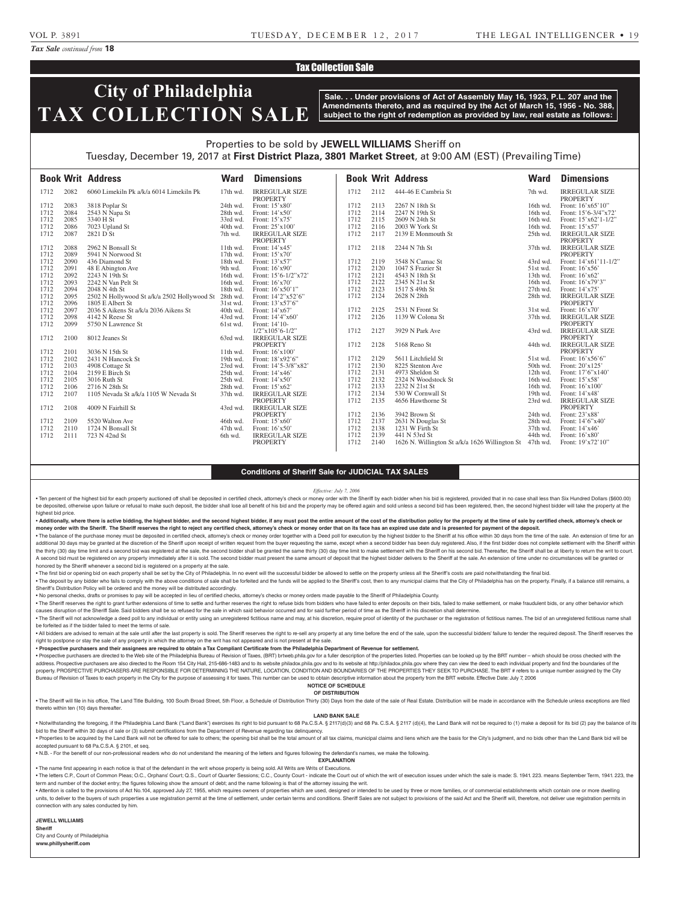*Tax Sale continued from* **18**

## Tax Collection Sale

# City of Philadelphia TAX COLLECTION SALE

**Sale. . . Under provisions of Act of Assembly May 16, 1923, P.L. 207 and the Amendments thereto, and as required by the Act of March 15, 1956 - No. 388, subject to the right of redemption as provided by law, real estate as follows:**

Properties to be sold by **JEWELL WILLIAMS** Sheriff on
Tuesday, December 19, 2017 at **First District Plaza, 3801 Market Street**, at 9:00 AM (EST) (Prevailing Time)

| Book | Writ | Address | Ward | Dimensions |
|---|---|---|---|---|
| 1712 | 2082 | 6060 Limekiln Pk a/k/a 6014 Limekiln Pk | 17th wd. | IRREGULAR SIZE PROPERTY |
| 1712 | 2083 | 3818 Poplar St | 24th wd. | Front: 15'x80' |
| 1712 | 2084 | 2543 N Napa St | 28th wd. | Front: 14'x50' |
| 1712 | 2085 | 3340 H St | 33rd wd. | Front: 15'x75' |
| 1712 | 2086 | 7023 Upland St | 40th wd. | Front: 25'x100' |
| 1712 | 2087 | 2821 D St | 7th wd. | IRREGULAR SIZE PROPERTY |
| 1712 | 2088 | 2962 N Bonsall St | 11th wd. | Front: 14'x45' |
| 1712 | 2089 | 5941 N Norwood St | 17th wd. | Front: 15'x70' |
| 1712 | 2090 | 436 Diamond St | 18th wd. | Front: 13'x57' |
| 1712 | 2091 | 48 E Abington Ave | 9th wd. | Front: 16'x90' |
| 1712 | 2092 | 2243 N 19th St | 16th wd. | Front: 15'6-1/2"x72' |
| 1712 | 2093 | 2242 N Van Pelt St | 16th wd. | Front: 16'x70' |
| 1712 | 2094 | 2048 N 4th St | 18th wd. | Front: 16'x50'1" |
| 1712 | 2095 | 2502 N Hollywood St a/k/a 2502 Hollywood St | 28th wd. | Front: 14'2"x52'6" |
| 1712 | 2096 | 1805 E Albert St | 31st wd. | Front: 13'x57'6" |
| 1712 | 2097 | 2036 S Aikens St a/k/a 2036 Aikens St | 40th wd. | Front: 14'x67' |
| 1712 | 2098 | 4142 N Reese St | 43rd wd. | Front: 14'4"x60' |
| 1712 | 2099 | 5750 N Lawrence St | 61st wd. | Front: 14'10-1/2"x105'6-1/2" |
| 1712 | 2100 | 8012 Jeanes St | 63rd wd. | IRREGULAR SIZE PROPERTY |
| 1712 | 2101 | 3036 N 15th St | 11th wd. | Front: 16'x100' |
| 1712 | 2102 | 2431 N Hancock St | 19th wd. | Front: 18'x92'6" |
| 1712 | 2103 | 4908 Cottage St | 23rd wd. | Front: 14'5-3/8"x82' |
| 1712 | 2104 | 2159 E Birch St | 25th wd. | Front: 14'x46' |
| 1712 | 2105 | 3016 Ruth St | 25th wd. | Front: 14'x50' |
| 1712 | 2106 | 2716 N 28th St | 28th wd. | Front: 15'x62' |
| 1712 | 2107 | 1105 Nevada St a/k/a 1105 W Nevada St | 37th wd. | IRREGULAR SIZE PROPERTY |
| 1712 | 2108 | 4009 N Fairhill St | 43rd wd. | IRREGULAR SIZE PROPERTY |
| 1712 | 2109 | 5520 Walton Ave | 46th wd. | Front: 15'x60' |
| 1712 | 2110 | 1724 N Bonsall St | 47th wd. | Front: 16'x50' |
| 1712 | 2111 | 723 N 42nd St | 6th wd. | IRREGULAR SIZE PROPERTY |
| 1712 | 2112 | 444-46 E Cambria St | 7th wd. | IRREGULAR SIZE PROPERTY |
| 1712 | 2113 | 2267 N 18th St | 16th wd. | Front: 16'x65'10" |
| 1712 | 2114 | 2247 N 19th St | 16th wd. | Front: 15'6-3/4"x72' |
| 1712 | 2115 | 2609 N 24th St | 16th wd. | Front: 15'x62'1-1/2" |
| 1712 | 2116 | 2003 W York St | 16th wd. | Front: 15'x57' |
| 1712 | 2117 | 2139 E Monmouth St | 25th wd. | IRREGULAR SIZE PROPERTY |
| 1712 | 2118 | 2244 N 7th St | 37th wd. | IRREGULAR SIZE PROPERTY |
| 1712 | 2119 | 3548 N Camac St | 43rd wd. | Front: 14'x61'11-1/2" |
| 1712 | 2120 | 1047 S Frazier St | 51st wd. | Front: 16'x56' |
| 1712 | 2121 | 4543 N 18th St | 13th wd. | Front: 16'x62' |
| 1712 | 2122 | 2345 N 21st St | 16th wd. | Front: 16'x79'3" |
| 1712 | 2123 | 1517 S 49th St | 27th wd. | Front: 14'x75' |
| 1712 | 2124 | 2628 N 28th | 28th wd. | IRREGULAR SIZE PROPERTY |
| 1712 | 2125 | 2531 N Front St | 31st wd. | Front: 16'x70' |
| 1712 | 2126 | 1139 W Colona St | 37th wd. | IRREGULAR SIZE PROPERTY |
| 1712 | 2127 | 3929 N Park Ave | 43rd wd. | IRREGULAR SIZE PROPERTY |
| 1712 | 2128 | 5168 Reno St | 44th wd. | IRREGULAR SIZE PROPERTY |
| 1712 | 2129 | 5611 Litchfield St | 51st wd. | Front: 16'x56'6" |
| 1712 | 2130 | 8225 Stenton Ave | 50th wd. | Front: 20'x125' |
| 1712 | 2131 | 4973 Sheldon St | 12th wd. | Front: 17'6"x140' |
| 1712 | 2132 | 2324 N Woodstock St | 16th wd. | Front: 15'x58' |
| 1712 | 2133 | 2232 N 21st St | 16th wd. | Front: 16'x100' |
| 1712 | 2134 | 530 W Cornwall St | 19th wd. | Front: 14'x48' |
| 1712 | 2135 | 4656 Hawthorne St | 23rd wd. | IRREGULAR SIZE PROPERTY |
| 1712 | 2136 | 3942 Brown St | 24th wd. | Front: 23'x88' |
| 1712 | 2137 | 2631 N Douglas St | 28th wd. | Front: 14'6"x40' |
| 1712 | 2138 | 1231 W Firth St | 37th wd. | Front: 14'x46' |
| 1712 | 2139 | 441 N 53rd St | 44th wd. | Front: 16'x80' |
| 1712 | 2140 | 1626 N. Willington St a/k/a 1626 Willington St | 47th wd. | Front: 19'x72'10" |

### Conditions of Sheriff Sale for JUDICIAL TAX SALES

*Effective: July 7, 2006*

• Ten percent of the highest bid for each property auctioned off shall be deposited in certified check, attorney's check or money order with the Sheriff by each bidder when his bid is registered, provided that in no case shall less than Six Hundred Dollars ($600.00) be deposited, otherwise upon failure or refusal to make such deposit, the bidder shall lose all benefit of his bid and the property may be offered again and sold unless a second bid has been registered, then, the second highest bidder will take the property at the highest bid price.

**• Additionally, where there is active bidding, the highest bidder, and the second highest bidder, if any must post the entire amount of the cost of the distribution policy for the property at the time of sale by certified check, attorney's check or money order with the Sheriff. The Sheriff reserves the right to reject any certified check, attorney's check or money order that on its face has an expired use date and is presented for payment of the deposit.**

• The balance of the purchase money must be deposited in certified check, attorney's check or money order together with a Deed poll for execution by the highest bidder to the Sheriff at his office within 30 days from the time of the sale. An extension of time for an additional 30 days may be granted at the discretion of the Sheriff upon receipt of written request from the buyer requesting the same, except when a second bidder has been duly registered. Also, if the first bidder does not complete settlement with the Sheriff within the thirty (30) day time limit and a second bid was registered at the sale, the second bidder shall be granted the same thirty (30) day time limit to make settlement with the Sheriff on his second bid. Thereafter, the Sheriff shall be at liberty to return the writ to court. A second bid must be registered on any property immediately after it is sold. The second bidder must present the same amount of deposit that the highest bidder delivers to the Sheriff at the sale. An extension of time under no circumstances will be granted or honored by the Sheriff whenever a second bid is registered on a property at the sale.

• The first bid or opening bid on each property shall be set by the City of Philadelphia. In no event will the successful bidder be allowed to settle on the property unless all the Sheriff's costs are paid notwithstanding the final bid.

• The deposit by any bidder who fails to comply with the above conditions of sale shall be forfeited and the funds will be applied to the Sheriff's cost, then to any municipal claims that the City of Philadelphia has on the property. Finally, if a balance still remains, a Sheriff's Distribution Policy will be ordered and the money will be distributed accordingly.

• No personal checks, drafts or promises to pay will be accepted in lieu of certified checks, attorney's checks or money orders made payable to the Sheriff of Philadelphia County.

• The Sheriff reserves the right to grant further extensions of time to settle and further reserves the right to refuse bids from bidders who have failed to enter deposits on their bids, failed to make settlement, or make fraudulent bids, or any other behavior which causes disruption of the Sheriff Sale. Said bidders shall be so refused for the sale in which said behavior occurred and for said further period of time as the Sheriff in his discretion shall determine.

• The Sheriff will not acknowledge a deed poll to any individual or entity using an unregistered fictitious name and may, at his discretion, require proof of identity of the purchaser or the registration of fictitious names. The bid of an unregistered fictitious name shall be forfeited as if the bidder failed to meet the terms of sale.

• All bidders are advised to remain at the sale until after the last property is sold. The Sheriff reserves the right to re-sell any property at any time before the end of the sale, upon the successful bidders' failure to tender the required deposit. The Sheriff reserves the right to postpone or stay the sale of any property in which the attorney on the writ has not appeared and is not present at the sale.

**• Prospective purchasers and their assignees are required to obtain a Tax Compliant Certificate from the Philadelphia Department of Revenue for settlement.**

• Prospective purchasers are directed to the Web site of the Philadelphia Bureau of Revision of Taxes, (BRT) brtweb.phila.gov for a fuller description of the properties listed. Properties can be looked up by the BRT number – which should be cross checked with the address. Prospective purchasers are also directed to the Room 154 City Hall, 215-686-1483 and to its website philadox.phila.gov and to its website at http://philadox.phila.gov where they can view the deed to each individual property and find the boundaries of the property. PROSPECTIVE PURCHASERS ARE RESPONSIBLE FOR DETERMINING THE NATURE, LOCATION, CONDITION AND BOUNDARIES OF THE PROPERTIES THEY SEEK TO PURCHASE. The BRT # refers to a unique number assigned by the City Bureau of Revision of Taxes to each property in the City for the purpose of assessing it for taxes. This number can be used to obtain descriptive information about the property from the BRT website. Effective Date: July 7, 2006

**NOTICE OF SCHEDULE OF DISTRIBUTION**

• The Sheriff will file in his office, The Land Title Building, 100 South Broad Street, 5th Floor, a Schedule of Distribution Thirty (30) Days from the date of the sale of Real Estate. Distribution will be made in accordance with the Schedule unless exceptions are filed thereto within ten (10) days thereafter.

**LAND BANK SALE**

• Notwithstanding the foregoing, if the Philadelphia Land Bank ("Land Bank") exercises its right to bid pursuant to 68 Pa.C.S.A. § 2117(d)(3) and 68 Pa. C.S.A. § 2117 (d)(4), the Land Bank will not be required to (1) make a deposit for its bid (2) pay the balance of its bid to the Sheriff within 30 days of sale or (3) submit certifications from the Department of Revenue regarding tax delinquency.

• Properties to be acquired by the Land Bank will not be offered for sale to others; the opening bid shall be the total amount of all tax claims, municipal claims and liens which are the basis for the City's judgment, and no bids other than the Land Bank bid will be accepted pursuant to 68 Pa.C.S.A. § 2101, et seq.

• N.B. - For the benefit of our non-professional readers who do not understand the meaning of the letters and figures following the defendant's names, we make the following.

**EXPLANATION**

• The name first appearing in each notice is that of the defendant in the writ whose property is being sold. All Writs are Writs of Executions.

• The letters C.P., Court of Common Pleas; O.C., Orphans' Court; Q.S., Court of Quarter Sessions; C.C., County Court - indicate the Court out of which the writ of execution issues under which the sale is made: S. 1941. 223. means September Term, 1941. 223, the term and number of the docket entry; the figures following show the amount of debt; and the name following is that of the attorney issuing the writ.

• Attention is called to the provisions of Act No.104, approved July 27, 1955, which requires owners of properties which are used, designed or intended to be used by three or more families, or of commercial establishments which contain one or more dwelling units, to deliver to the buyers of such properties a use registration permit at the time of settlement, under certain terms and conditions. Sheriff Sales are not subject to provisions of the said Act and the Sheriff will, therefore, not deliver use registration permits in connection with any sales conducted by him.

**JEWELL WILLIAMS**
**Sheriff**
City and County of Philadelphia
**www.phillysheriff.com**